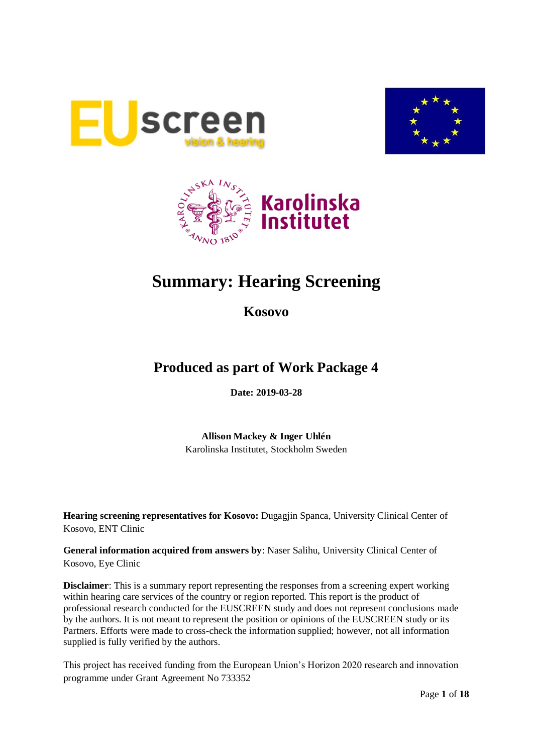# Summary: Hearing Screening

## Kosovo

## Produced as part of Work Package 4

**Date: 2019-03-28**

**Allison Mackey & Inger Uhlén**
Karolinska Institutet, Stockholm Sweden

**Hearing screening representatives for Kosovo:** Dugagjin Spanca, University Clinical Center of Kosovo, ENT Clinic

**General information acquired from answers by**: Naser Salihu, University Clinical Center of Kosovo, Eye Clinic

**Disclaimer**: This is a summary report representing the responses from a screening expert working within hearing care services of the country or region reported. This report is the product of professional research conducted for the EUSCREEN study and does not represent conclusions made by the authors. It is not meant to represent the position or opinions of the EUSCREEN study or its Partners. Efforts were made to cross-check the information supplied; however, not all information supplied is fully verified by the authors.

This project has received funding from the European Union's Horizon 2020 research and innovation programme under Grant Agreement No 733352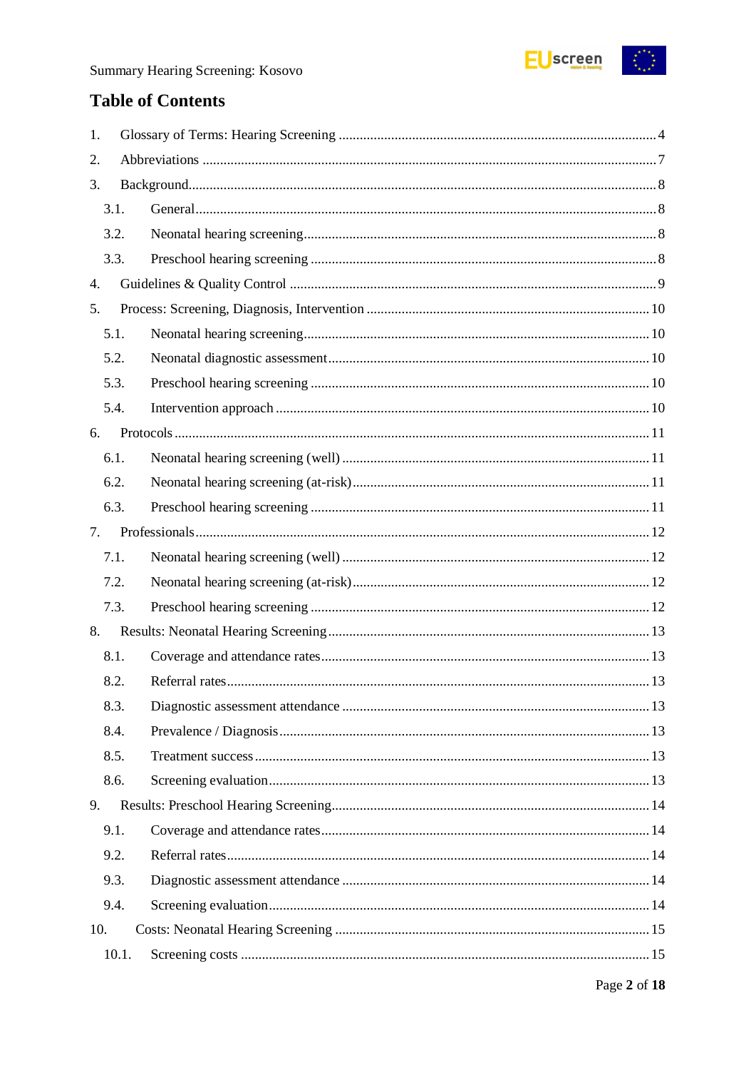## Table of Contents

1. Glossary of Terms: Hearing Screening ... 4
2. Abbreviations ... 7
3. Background ... 8
   - 3.1. General ... 8
   - 3.2. Neonatal hearing screening ... 8
   - 3.3. Preschool hearing screening ... 8
4. Guidelines & Quality Control ... 9
5. Process: Screening, Diagnosis, Intervention ... 10
   - 5.1. Neonatal hearing screening ... 10
   - 5.2. Neonatal diagnostic assessment ... 10
   - 5.3. Preschool hearing screening ... 10
   - 5.4. Intervention approach ... 10
6. Protocols ... 11
   - 6.1. Neonatal hearing screening (well) ... 11
   - 6.2. Neonatal hearing screening (at-risk) ... 11
   - 6.3. Preschool hearing screening ... 11
7. Professionals ... 12
   - 7.1. Neonatal hearing screening (well) ... 12
   - 7.2. Neonatal hearing screening (at-risk) ... 12
   - 7.3. Preschool hearing screening ... 12
8. Results: Neonatal Hearing Screening ... 13
   - 8.1. Coverage and attendance rates ... 13
   - 8.2. Referral rates ... 13
   - 8.3. Diagnostic assessment attendance ... 13
   - 8.4. Prevalence / Diagnosis ... 13
   - 8.5. Treatment success ... 13
   - 8.6. Screening evaluation ... 13
9. Results: Preschool Hearing Screening ... 14
   - 9.1. Coverage and attendance rates ... 14
   - 9.2. Referral rates ... 14
   - 9.3. Diagnostic assessment attendance ... 14
   - 9.4. Screening evaluation ... 14
10. Costs: Neonatal Hearing Screening ... 15
    - 10.1. Screening costs ... 15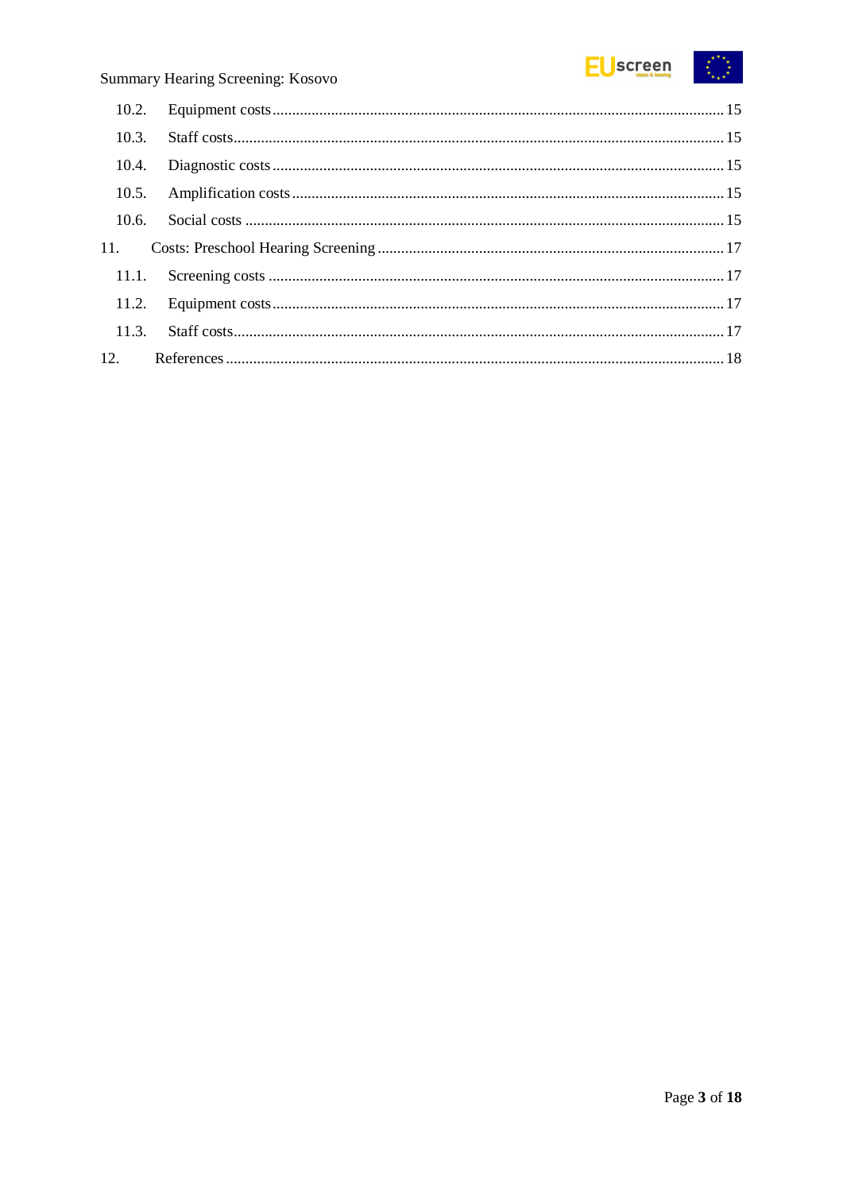10.2. Equipment costs .......... 15

10.3. Staff costs .......... 15

10.4. Diagnostic costs .......... 15

10.5. Amplification costs .......... 15

10.6. Social costs .......... 15

11. Costs: Preschool Hearing Screening .......... 17

11.1. Screening costs .......... 17

11.2. Equipment costs .......... 17

11.3. Staff costs .......... 17

12. References .......... 18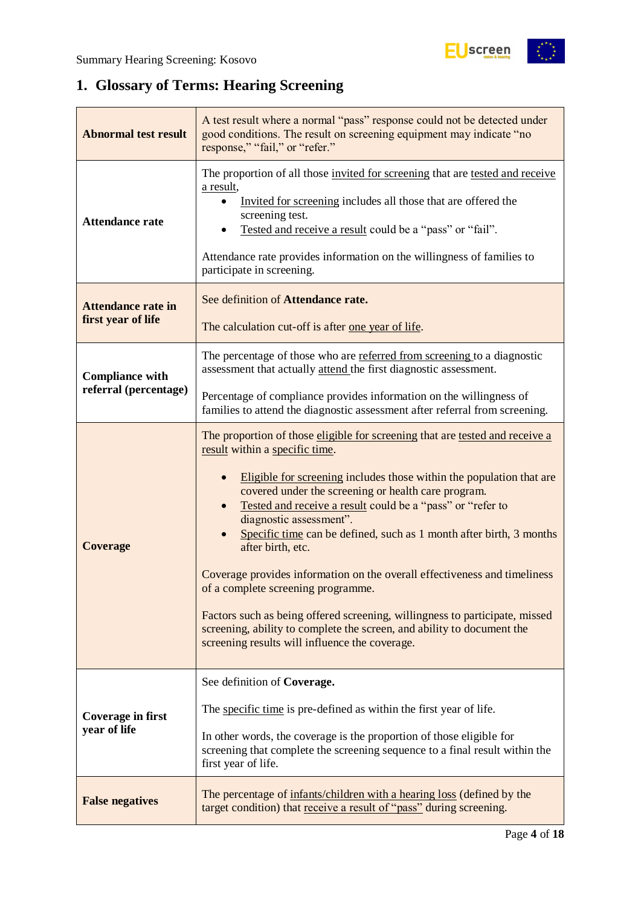## 1. Glossary of Terms: Hearing Screening

| | |
|---|---|
| **Abnormal test result** | A test result where a normal "pass" response could not be detected under good conditions. The result on screening equipment may indicate "no response," "fail," or "refer." |
| **Attendance rate** | The proportion of all those invited for screening that are tested and receive a result,<br>• Invited for screening includes all those that are offered the screening test.<br>• Tested and receive a result could be a "pass" or "fail".<br><br>Attendance rate provides information on the willingness of families to participate in screening. |
| **Attendance rate in first year of life** | See definition of **Attendance rate.**<br><br>The calculation cut-off is after one year of life. |
| **Compliance with referral (percentage)** | The percentage of those who are referred from screening to a diagnostic assessment that actually attend the first diagnostic assessment.<br><br>Percentage of compliance provides information on the willingness of families to attend the diagnostic assessment after referral from screening. |
| **Coverage** | The proportion of those eligible for screening that are tested and receive a result within a specific time.<br><br>• Eligible for screening includes those within the population that are covered under the screening or health care program.<br>• Tested and receive a result could be a "pass" or "refer to diagnostic assessment".<br>• Specific time can be defined, such as 1 month after birth, 3 months after birth, etc.<br><br>Coverage provides information on the overall effectiveness and timeliness of a complete screening programme.<br><br>Factors such as being offered screening, willingness to participate, missed screening, ability to complete the screen, and ability to document the screening results will influence the coverage. |
| **Coverage in first year of life** | See definition of **Coverage.**<br><br>The specific time is pre-defined as within the first year of life.<br><br>In other words, the coverage is the proportion of those eligible for screening that complete the screening sequence to a final result within the first year of life. |
| **False negatives** | The percentage of infants/children with a hearing loss (defined by the target condition) that receive a result of "pass" during screening. |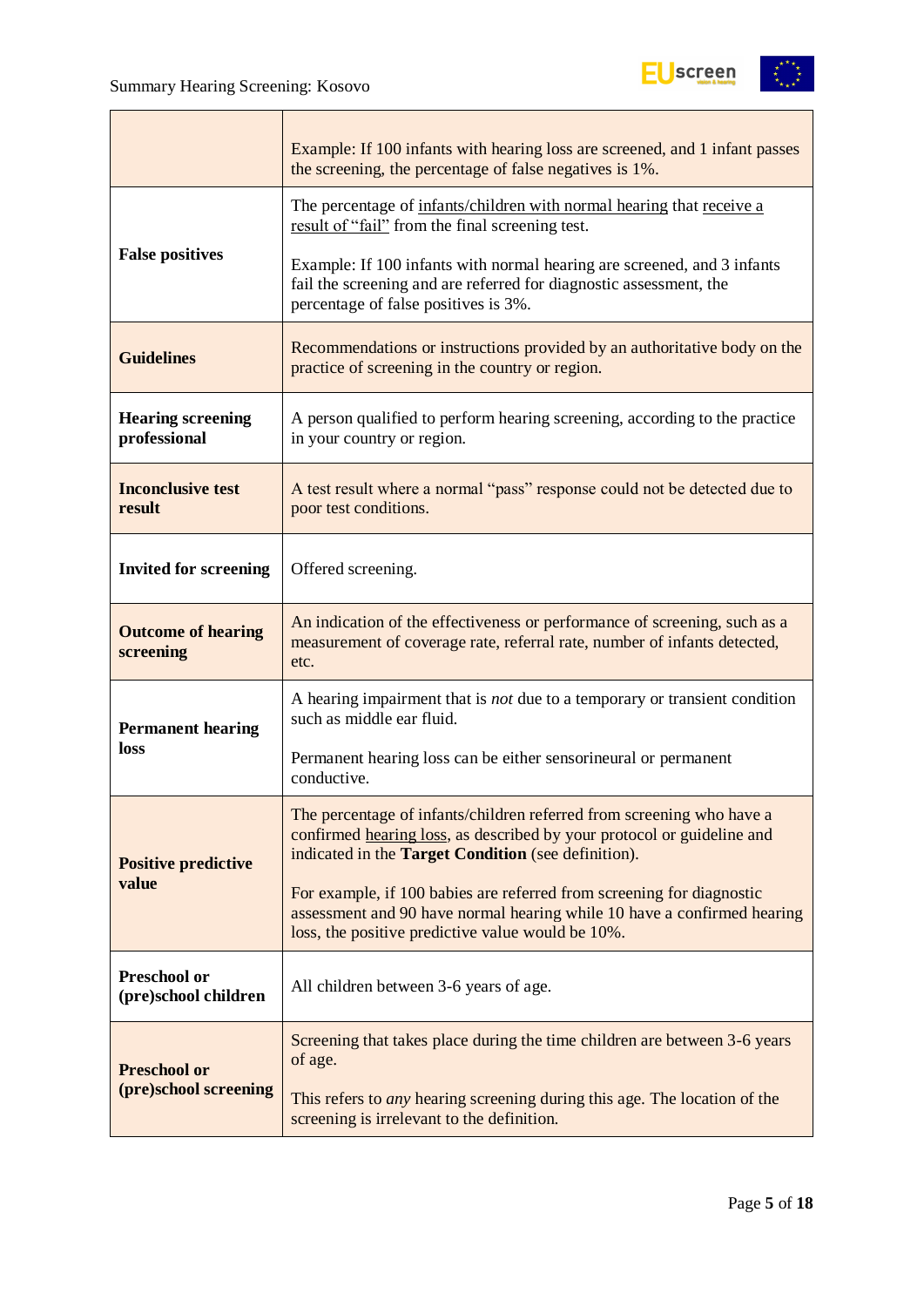| | |
|---|---|
| | Example: If 100 infants with hearing loss are screened, and 1 infant passes the screening, the percentage of false negatives is 1%. |
| **False positives** | The percentage of infants/children with normal hearing that receive a result of "fail" from the final screening test.<br><br>Example: If 100 infants with normal hearing are screened, and 3 infants fail the screening and are referred for diagnostic assessment, the percentage of false positives is 3%. |
| **Guidelines** | Recommendations or instructions provided by an authoritative body on the practice of screening in the country or region. |
| **Hearing screening professional** | A person qualified to perform hearing screening, according to the practice in your country or region. |
| **Inconclusive test result** | A test result where a normal "pass" response could not be detected due to poor test conditions. |
| **Invited for screening** | Offered screening. |
| **Outcome of hearing screening** | An indication of the effectiveness or performance of screening, such as a measurement of coverage rate, referral rate, number of infants detected, etc. |
| **Permanent hearing loss** | A hearing impairment that is *not* due to a temporary or transient condition such as middle ear fluid.<br><br>Permanent hearing loss can be either sensorineural or permanent conductive. |
| **Positive predictive value** | The percentage of infants/children referred from screening who have a confirmed hearing loss, as described by your protocol or guideline and indicated in the **Target Condition** (see definition).<br><br>For example, if 100 babies are referred from screening for diagnostic assessment and 90 have normal hearing while 10 have a confirmed hearing loss, the positive predictive value would be 10%. |
| **Preschool or (pre)school children** | All children between 3-6 years of age. |
| **Preschool or (pre)school screening** | Screening that takes place during the time children are between 3-6 years of age.<br><br>This refers to *any* hearing screening during this age. The location of the screening is irrelevant to the definition. |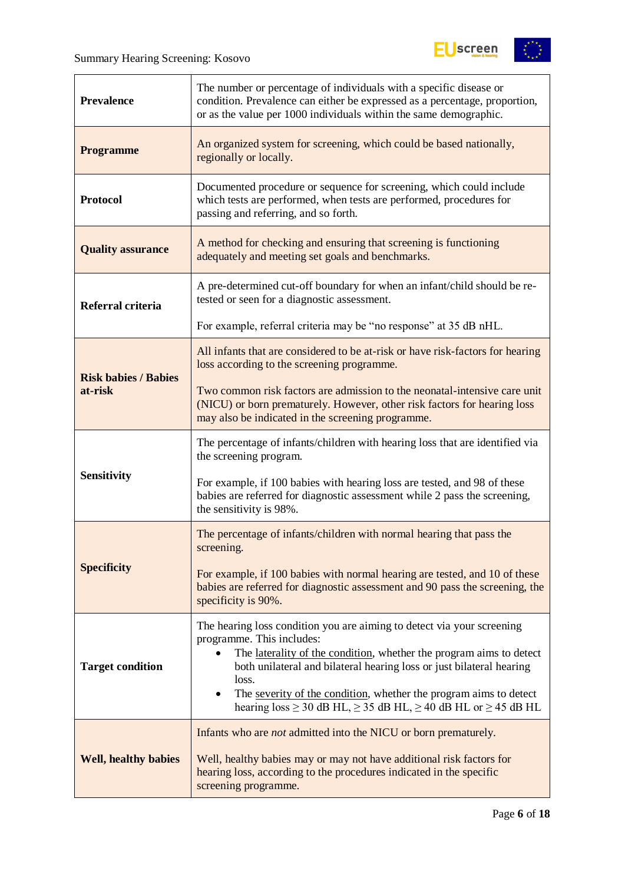| | |
|---|---|
| **Prevalence** | The number or percentage of individuals with a specific disease or condition. Prevalence can either be expressed as a percentage, proportion, or as the value per 1000 individuals within the same demographic. |
| **Programme** | An organized system for screening, which could be based nationally, regionally or locally. |
| **Protocol** | Documented procedure or sequence for screening, which could include which tests are performed, when tests are performed, procedures for passing and referring, and so forth. |
| **Quality assurance** | A method for checking and ensuring that screening is functioning adequately and meeting set goals and benchmarks. |
| **Referral criteria** | A pre-determined cut-off boundary for when an infant/child should be re-tested or seen for a diagnostic assessment.<br><br>For example, referral criteria may be "no response" at 35 dB nHL. |
| **Risk babies / Babies at-risk** | All infants that are considered to be at-risk or have risk-factors for hearing loss according to the screening programme.<br><br>Two common risk factors are admission to the neonatal-intensive care unit (NICU) or born prematurely. However, other risk factors for hearing loss may also be indicated in the screening programme. |
| **Sensitivity** | The percentage of infants/children with hearing loss that are identified via the screening program.<br><br>For example, if 100 babies with hearing loss are tested, and 98 of these babies are referred for diagnostic assessment while 2 pass the screening, the sensitivity is 98%. |
| **Specificity** | The percentage of infants/children with normal hearing that pass the screening.<br><br>For example, if 100 babies with normal hearing are tested, and 10 of these babies are referred for diagnostic assessment and 90 pass the screening, the specificity is 90%. |
| **Target condition** | The hearing loss condition you are aiming to detect via your screening programme. This includes:<br>• The laterality of the condition, whether the program aims to detect both unilateral and bilateral hearing loss or just bilateral hearing loss.<br>• The severity of the condition, whether the program aims to detect hearing loss ≥ 30 dB HL, ≥ 35 dB HL, ≥ 40 dB HL or ≥ 45 dB HL |
| **Well, healthy babies** | Infants who are *not* admitted into the NICU or born prematurely.<br><br>Well, healthy babies may or may not have additional risk factors for hearing loss, according to the procedures indicated in the specific screening programme. |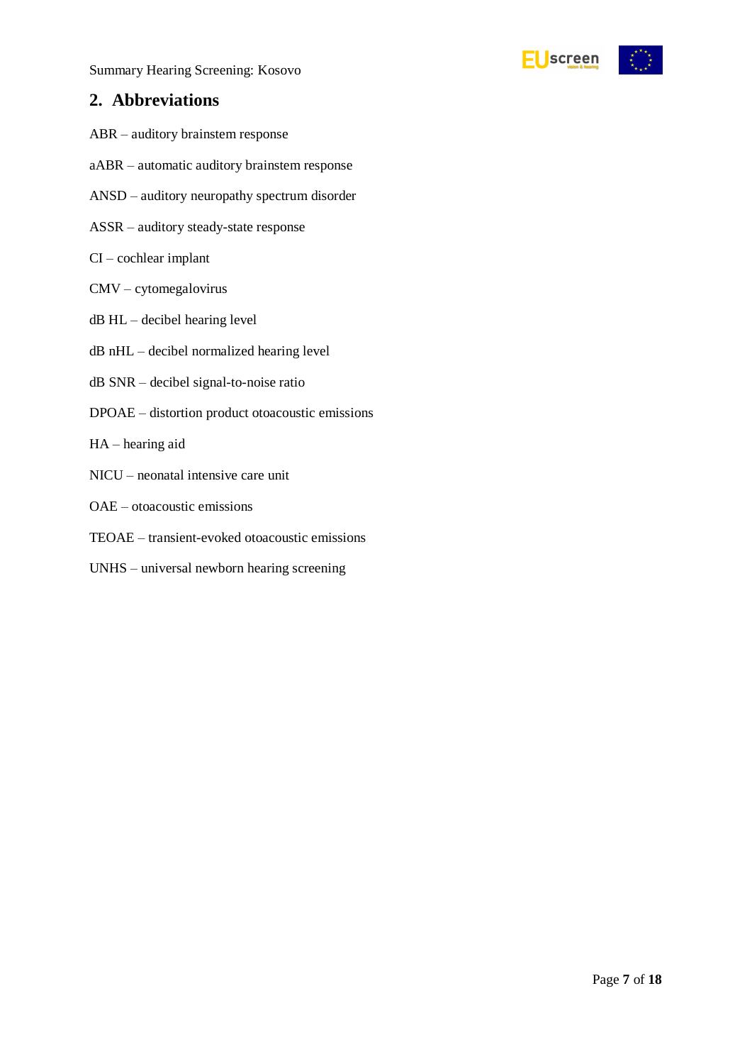## 2. Abbreviations

ABR – auditory brainstem response

aABR – automatic auditory brainstem response

ANSD – auditory neuropathy spectrum disorder

ASSR – auditory steady-state response

CI – cochlear implant

CMV – cytomegalovirus

dB HL – decibel hearing level

dB nHL – decibel normalized hearing level

dB SNR – decibel signal-to-noise ratio

DPOAE – distortion product otoacoustic emissions

HA – hearing aid

NICU – neonatal intensive care unit

OAE – otoacoustic emissions

TEOAE – transient-evoked otoacoustic emissions

UNHS – universal newborn hearing screening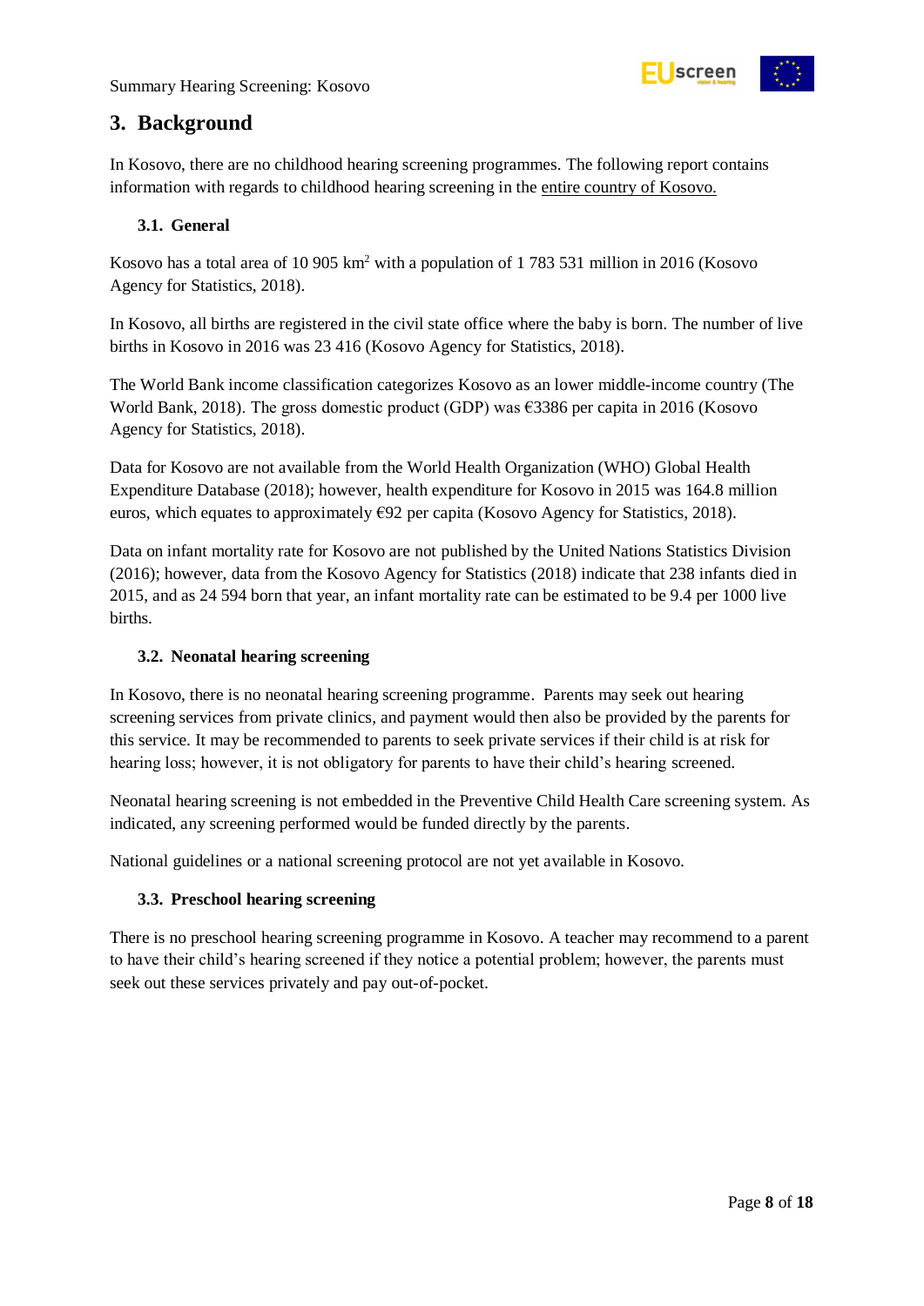# 3. Background

In Kosovo, there are no childhood hearing screening programmes. The following report contains information with regards to childhood hearing screening in the entire country of Kosovo.

## 3.1. General

Kosovo has a total area of 10 905 km$^2$ with a population of 1 783 531 million in 2016 (Kosovo Agency for Statistics, 2018).

In Kosovo, all births are registered in the civil state office where the baby is born. The number of live births in Kosovo in 2016 was 23 416 (Kosovo Agency for Statistics, 2018).

The World Bank income classification categorizes Kosovo as an lower middle-income country (The World Bank, 2018). The gross domestic product (GDP) was €3386 per capita in 2016 (Kosovo Agency for Statistics, 2018).

Data for Kosovo are not available from the World Health Organization (WHO) Global Health Expenditure Database (2018); however, health expenditure for Kosovo in 2015 was 164.8 million euros, which equates to approximately €92 per capita (Kosovo Agency for Statistics, 2018).

Data on infant mortality rate for Kosovo are not published by the United Nations Statistics Division (2016); however, data from the Kosovo Agency for Statistics (2018) indicate that 238 infants died in 2015, and as 24 594 born that year, an infant mortality rate can be estimated to be 9.4 per 1000 live births.

## 3.2. Neonatal hearing screening

In Kosovo, there is no neonatal hearing screening programme. Parents may seek out hearing screening services from private clinics, and payment would then also be provided by the parents for this service. It may be recommended to parents to seek private services if their child is at risk for hearing loss; however, it is not obligatory for parents to have their child's hearing screened.

Neonatal hearing screening is not embedded in the Preventive Child Health Care screening system. As indicated, any screening performed would be funded directly by the parents.

National guidelines or a national screening protocol are not yet available in Kosovo.

## 3.3. Preschool hearing screening

There is no preschool hearing screening programme in Kosovo. A teacher may recommend to a parent to have their child's hearing screened if they notice a potential problem; however, the parents must seek out these services privately and pay out-of-pocket.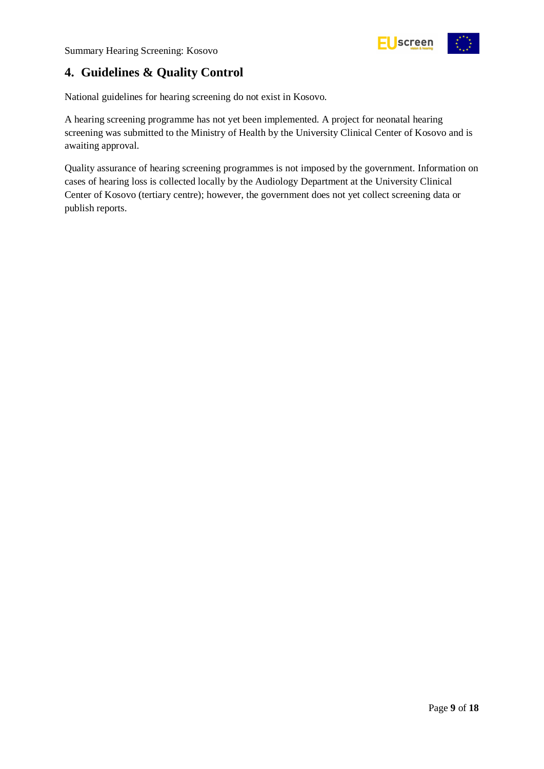## 4. Guidelines & Quality Control

National guidelines for hearing screening do not exist in Kosovo.

A hearing screening programme has not yet been implemented. A project for neonatal hearing screening was submitted to the Ministry of Health by the University Clinical Center of Kosovo and is awaiting approval.

Quality assurance of hearing screening programmes is not imposed by the government. Information on cases of hearing loss is collected locally by the Audiology Department at the University Clinical Center of Kosovo (tertiary centre); however, the government does not yet collect screening data or publish reports.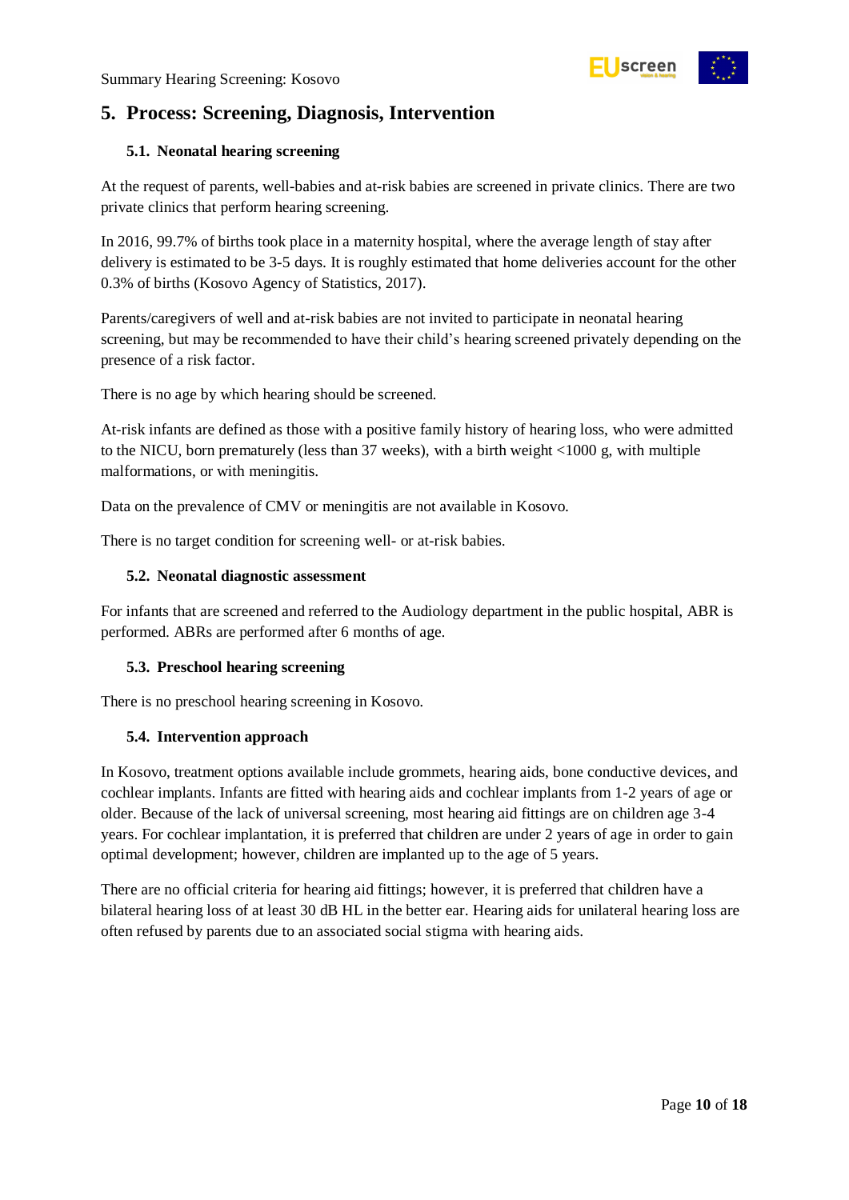## 5. Process: Screening, Diagnosis, Intervention

### 5.1. Neonatal hearing screening

At the request of parents, well-babies and at-risk babies are screened in private clinics. There are two private clinics that perform hearing screening.

In 2016, 99.7% of births took place in a maternity hospital, where the average length of stay after delivery is estimated to be 3-5 days. It is roughly estimated that home deliveries account for the other 0.3% of births (Kosovo Agency of Statistics, 2017).

Parents/caregivers of well and at-risk babies are not invited to participate in neonatal hearing screening, but may be recommended to have their child's hearing screened privately depending on the presence of a risk factor.

There is no age by which hearing should be screened.

At-risk infants are defined as those with a positive family history of hearing loss, who were admitted to the NICU, born prematurely (less than 37 weeks), with a birth weight <1000 g, with multiple malformations, or with meningitis.

Data on the prevalence of CMV or meningitis are not available in Kosovo.

There is no target condition for screening well- or at-risk babies.

### 5.2. Neonatal diagnostic assessment

For infants that are screened and referred to the Audiology department in the public hospital, ABR is performed. ABRs are performed after 6 months of age.

### 5.3. Preschool hearing screening

There is no preschool hearing screening in Kosovo.

### 5.4. Intervention approach

In Kosovo, treatment options available include grommets, hearing aids, bone conductive devices, and cochlear implants. Infants are fitted with hearing aids and cochlear implants from 1-2 years of age or older. Because of the lack of universal screening, most hearing aid fittings are on children age 3-4 years. For cochlear implantation, it is preferred that children are under 2 years of age in order to gain optimal development; however, children are implanted up to the age of 5 years.

There are no official criteria for hearing aid fittings; however, it is preferred that children have a bilateral hearing loss of at least 30 dB HL in the better ear. Hearing aids for unilateral hearing loss are often refused by parents due to an associated social stigma with hearing aids.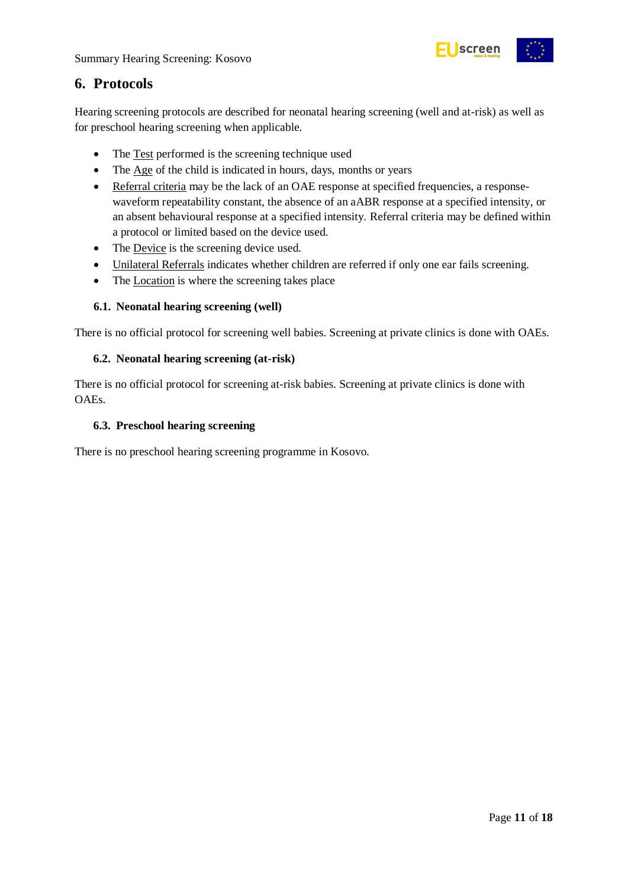## 6. Protocols

Hearing screening protocols are described for neonatal hearing screening (well and at-risk) as well as for preschool hearing screening when applicable.

- The Test performed is the screening technique used
- The Age of the child is indicated in hours, days, months or years
- Referral criteria may be the lack of an OAE response at specified frequencies, a response-waveform repeatability constant, the absence of an aABR response at a specified intensity, or an absent behavioural response at a specified intensity. Referral criteria may be defined within a protocol or limited based on the device used.
- The Device is the screening device used.
- Unilateral Referrals indicates whether children are referred if only one ear fails screening.
- The Location is where the screening takes place

### 6.1. Neonatal hearing screening (well)

There is no official protocol for screening well babies. Screening at private clinics is done with OAEs.

### 6.2. Neonatal hearing screening (at-risk)

There is no official protocol for screening at-risk babies. Screening at private clinics is done with OAEs.

### 6.3. Preschool hearing screening

There is no preschool hearing screening programme in Kosovo.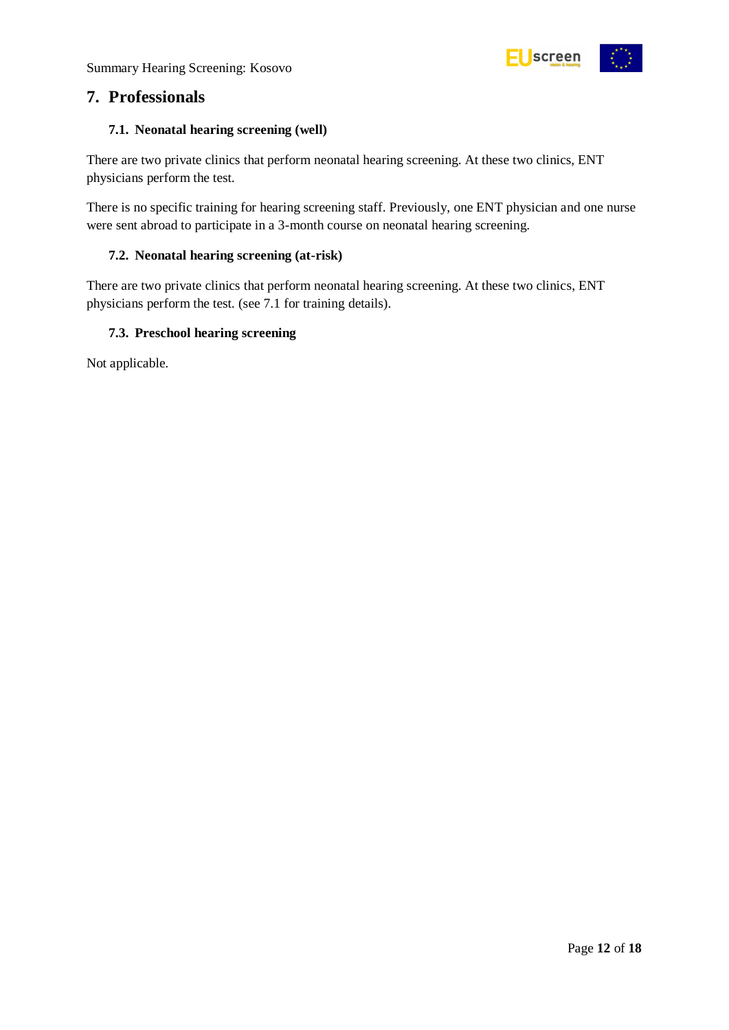## 7. Professionals

### 7.1. Neonatal hearing screening (well)

There are two private clinics that perform neonatal hearing screening. At these two clinics, ENT physicians perform the test.

There is no specific training for hearing screening staff. Previously, one ENT physician and one nurse were sent abroad to participate in a 3-month course on neonatal hearing screening.

### 7.2. Neonatal hearing screening (at-risk)

There are two private clinics that perform neonatal hearing screening. At these two clinics, ENT physicians perform the test. (see 7.1 for training details).

### 7.3. Preschool hearing screening

Not applicable.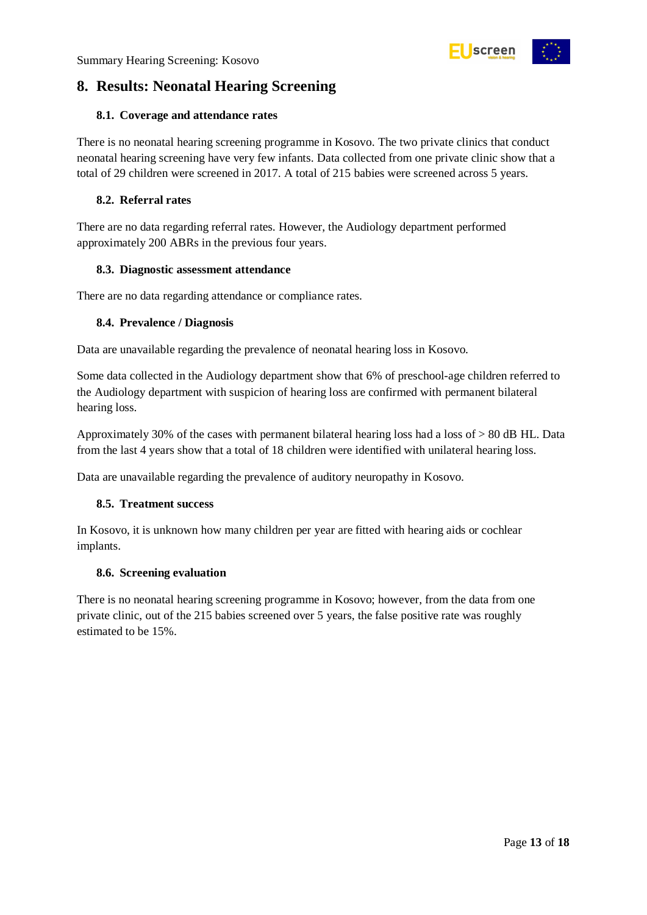# 8. Results: Neonatal Hearing Screening

## 8.1. Coverage and attendance rates

There is no neonatal hearing screening programme in Kosovo. The two private clinics that conduct neonatal hearing screening have very few infants. Data collected from one private clinic show that a total of 29 children were screened in 2017. A total of 215 babies were screened across 5 years.

## 8.2. Referral rates

There are no data regarding referral rates. However, the Audiology department performed approximately 200 ABRs in the previous four years.

## 8.3. Diagnostic assessment attendance

There are no data regarding attendance or compliance rates.

## 8.4. Prevalence / Diagnosis

Data are unavailable regarding the prevalence of neonatal hearing loss in Kosovo.

Some data collected in the Audiology department show that 6% of preschool-age children referred to the Audiology department with suspicion of hearing loss are confirmed with permanent bilateral hearing loss.

Approximately 30% of the cases with permanent bilateral hearing loss had a loss of > 80 dB HL. Data from the last 4 years show that a total of 18 children were identified with unilateral hearing loss.

Data are unavailable regarding the prevalence of auditory neuropathy in Kosovo.

## 8.5. Treatment success

In Kosovo, it is unknown how many children per year are fitted with hearing aids or cochlear implants.

## 8.6. Screening evaluation

There is no neonatal hearing screening programme in Kosovo; however, from the data from one private clinic, out of the 215 babies screened over 5 years, the false positive rate was roughly estimated to be 15%.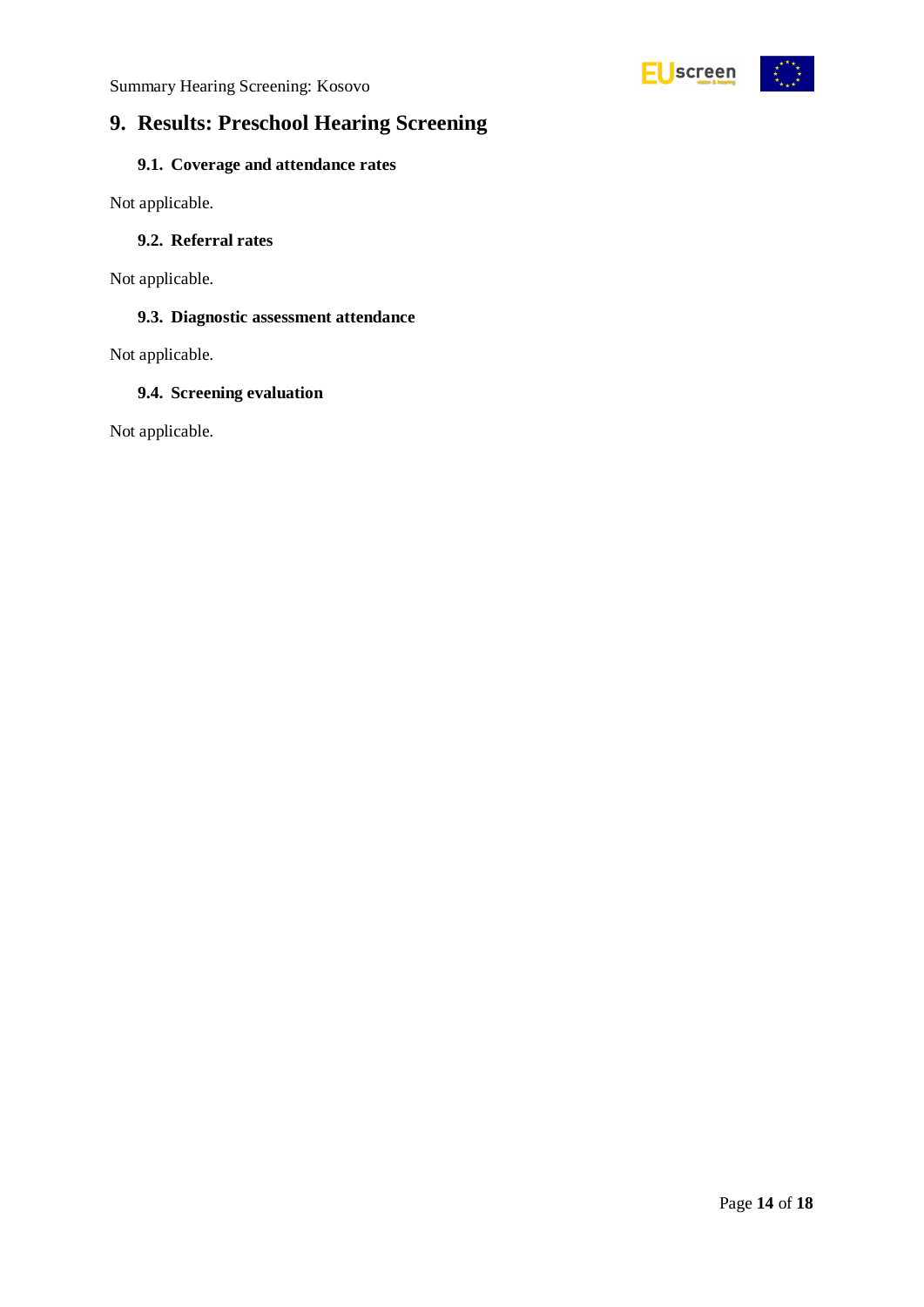# 9. Results: Preschool Hearing Screening

## 9.1. Coverage and attendance rates

Not applicable.

## 9.2. Referral rates

Not applicable.

## 9.3. Diagnostic assessment attendance

Not applicable.

## 9.4. Screening evaluation

Not applicable.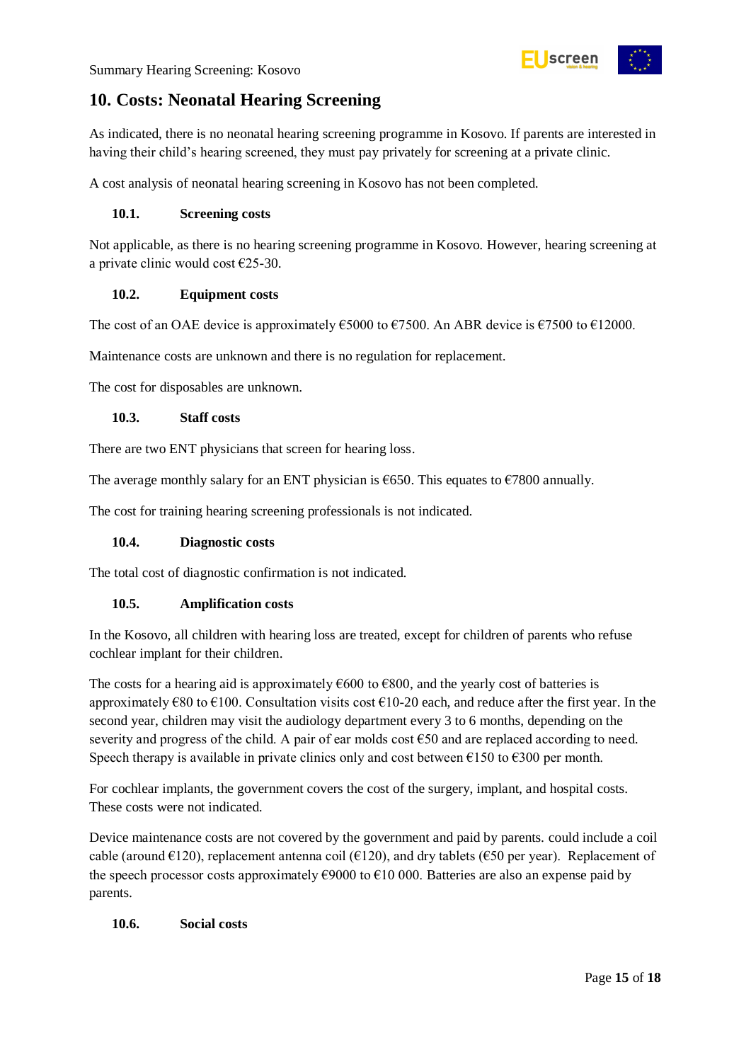## 10. Costs: Neonatal Hearing Screening

As indicated, there is no neonatal hearing screening programme in Kosovo. If parents are interested in having their child's hearing screened, they must pay privately for screening at a private clinic.

A cost analysis of neonatal hearing screening in Kosovo has not been completed.

### 10.1. Screening costs

Not applicable, as there is no hearing screening programme in Kosovo. However, hearing screening at a private clinic would cost €25-30.

### 10.2. Equipment costs

The cost of an OAE device is approximately €5000 to €7500. An ABR device is €7500 to €12000.

Maintenance costs are unknown and there is no regulation for replacement.

The cost for disposables are unknown.

### 10.3. Staff costs

There are two ENT physicians that screen for hearing loss.

The average monthly salary for an ENT physician is €650. This equates to €7800 annually.

The cost for training hearing screening professionals is not indicated.

### 10.4. Diagnostic costs

The total cost of diagnostic confirmation is not indicated.

### 10.5. Amplification costs

In the Kosovo, all children with hearing loss are treated, except for children of parents who refuse cochlear implant for their children.

The costs for a hearing aid is approximately €600 to €800, and the yearly cost of batteries is approximately €80 to €100. Consultation visits cost €10-20 each, and reduce after the first year. In the second year, children may visit the audiology department every 3 to 6 months, depending on the severity and progress of the child. A pair of ear molds cost €50 and are replaced according to need. Speech therapy is available in private clinics only and cost between €150 to €300 per month.

For cochlear implants, the government covers the cost of the surgery, implant, and hospital costs. These costs were not indicated.

Device maintenance costs are not covered by the government and paid by parents. could include a coil cable (around €120), replacement antenna coil (€120), and dry tablets (€50 per year). Replacement of the speech processor costs approximately €9000 to €10 000. Batteries are also an expense paid by parents.

### 10.6. Social costs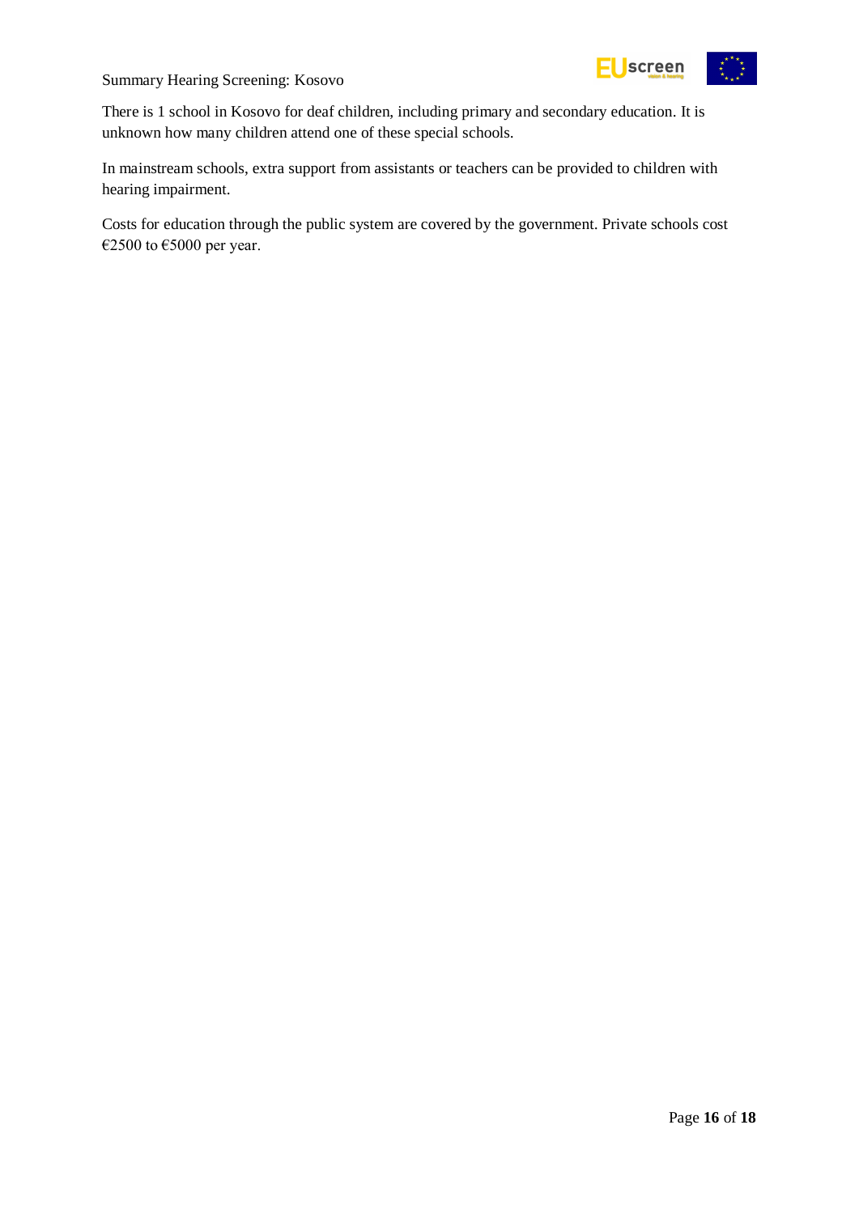There is 1 school in Kosovo for deaf children, including primary and secondary education. It is unknown how many children attend one of these special schools.

In mainstream schools, extra support from assistants or teachers can be provided to children with hearing impairment.

Costs for education through the public system are covered by the government. Private schools cost €2500 to €5000 per year.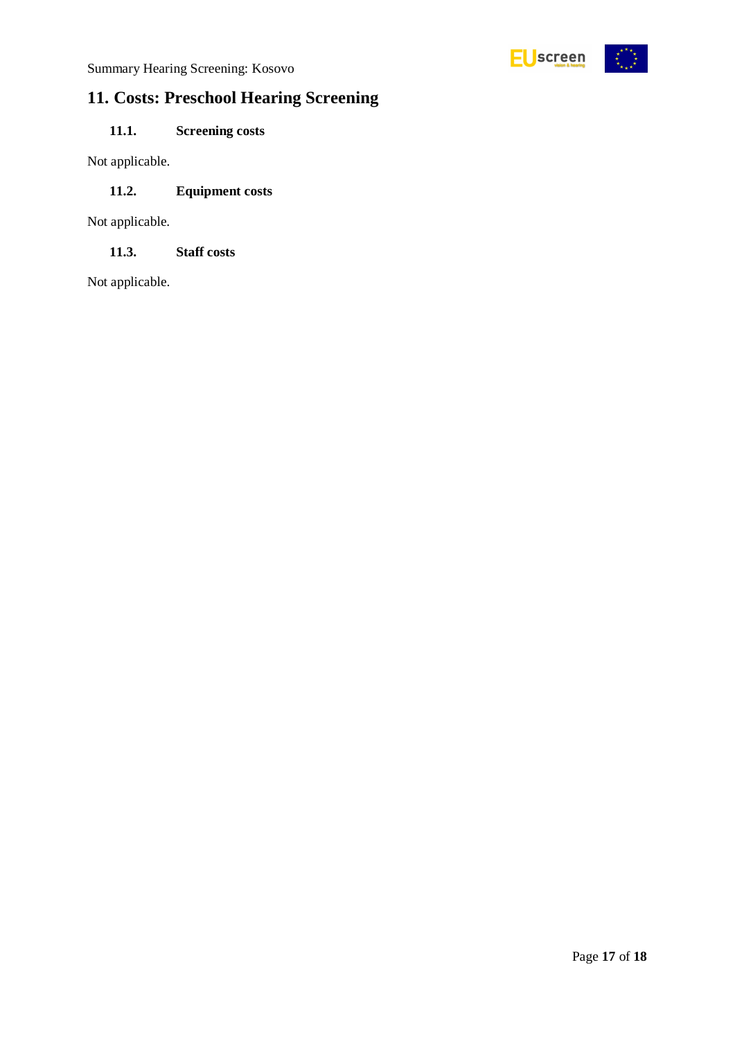# 11. Costs: Preschool Hearing Screening

## 11.1. Screening costs

Not applicable.

## 11.2. Equipment costs

Not applicable.

## 11.3. Staff costs

Not applicable.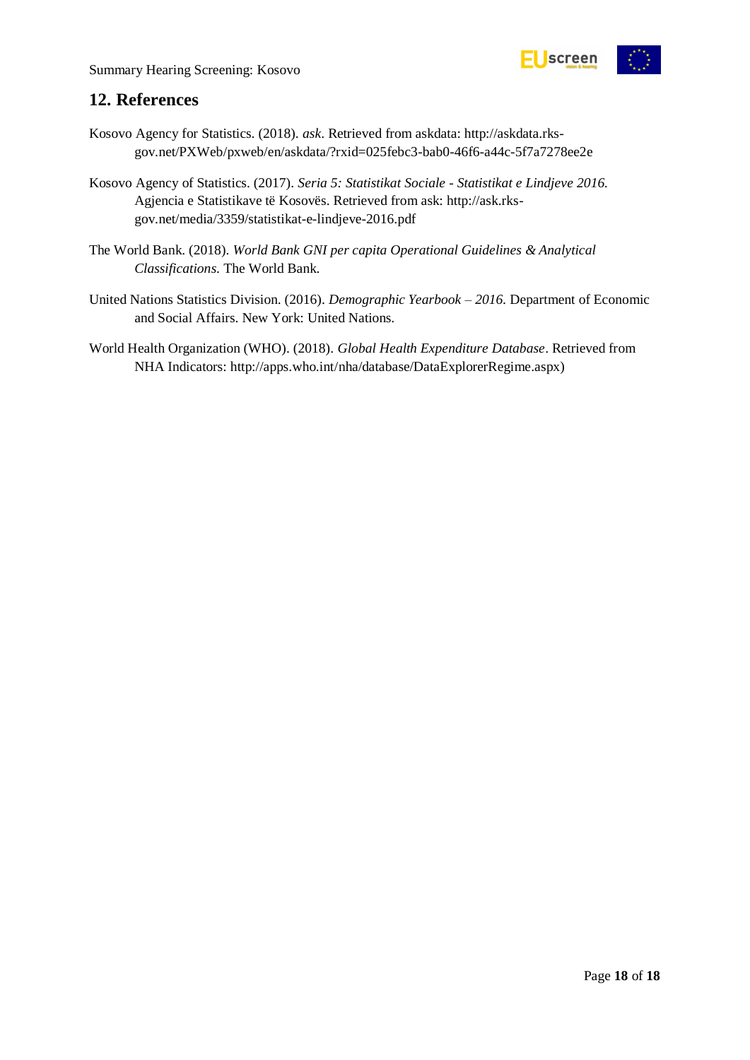## 12. References

Kosovo Agency for Statistics. (2018). *ask*. Retrieved from askdata: http://askdata.rks-gov.net/PXWeb/pxweb/en/askdata/?rxid=025febc3-bab0-46f6-a44c-5f7a7278ee2e

Kosovo Agency of Statistics. (2017). *Seria 5: Statistikat Sociale - Statistikat e Lindjeve 2016.* Agjencia e Statistikave të Kosovës. Retrieved from ask: http://ask.rks-gov.net/media/3359/statistikat-e-lindjeve-2016.pdf

The World Bank. (2018). *World Bank GNI per capita Operational Guidelines & Analytical Classifications.* The World Bank.

United Nations Statistics Division. (2016). *Demographic Yearbook – 2016.* Department of Economic and Social Affairs. New York: United Nations.

World Health Organization (WHO). (2018). *Global Health Expenditure Database*. Retrieved from NHA Indicators: http://apps.who.int/nha/database/DataExplorerRegime.aspx)